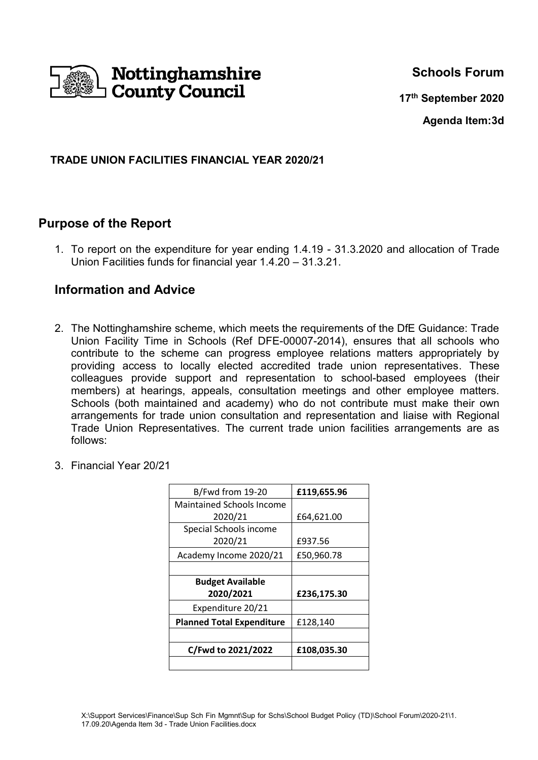Nottinghamshire County Council

**Schools Forum**

**17th September 2020**

**Agenda Item:3d**

**TRADE UNION FACILITIES FINANCIAL YEAR 2020/21**

## Purpose of the Report

1. To report on the expenditure for year ending 1.4.19 - 31.3.2020 and allocation of Trade Union Facilities funds for financial year 1.4.20 – 31.3.21.

## Information and Advice

2. The Nottinghamshire scheme, which meets the requirements of the DfE Guidance: Trade Union Facility Time in Schools (Ref DFE-00007-2014), ensures that all schools who contribute to the scheme can progress employee relations matters appropriately by providing access to locally elected accredited trade union representatives. These colleagues provide support and representation to school-based employees (their members) at hearings, appeals, consultation meetings and other employee matters. Schools (both maintained and academy) who do not contribute must make their own arrangements for trade union consultation and representation and liaise with Regional Trade Union Representatives. The current trade union facilities arrangements are as follows:

3. Financial Year 20/21

| B/Fwd from 19-20 | **£119,655.96** |
|---|---|
| Maintained Schools Income 2020/21 | £64,621.00 |
| Special Schools income 2020/21 | £937.56 |
| Academy Income 2020/21 | £50,960.78 |
| | |
| **Budget Available 2020/2021** | **£236,175.30** |
| Expenditure 20/21 | |
| **Planned Total Expenditure** | £128,140 |
| | |
| **C/Fwd to 2021/2022** | **£108,035.30** |
| | |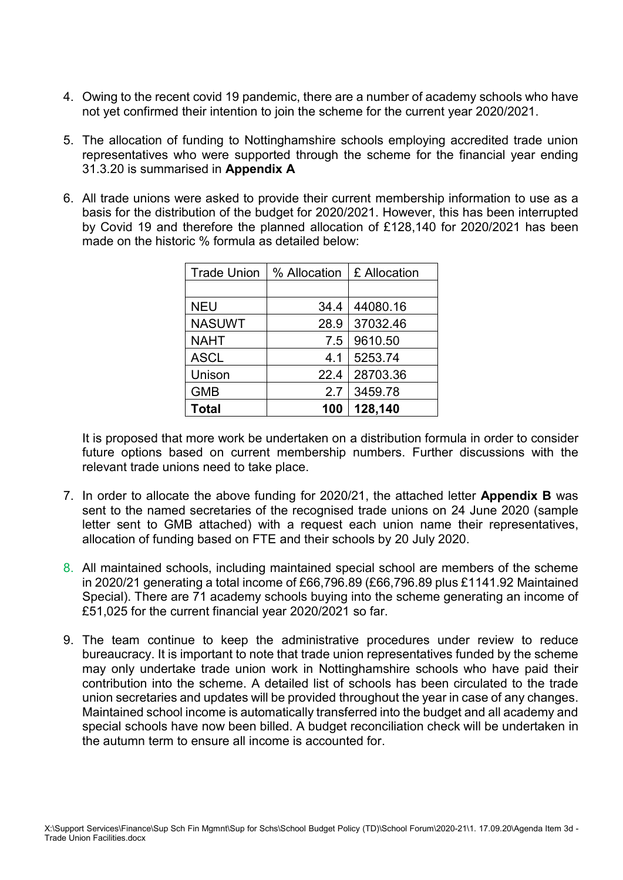4. Owing to the recent covid 19 pandemic, there are a number of academy schools who have not yet confirmed their intention to join the scheme for the current year 2020/2021.

5. The allocation of funding to Nottinghamshire schools employing accredited trade union representatives who were supported through the scheme for the financial year ending 31.3.20 is summarised in **Appendix A**

6. All trade unions were asked to provide their current membership information to use as a basis for the distribution of the budget for 2020/2021. However, this has been interrupted by Covid 19 and therefore the planned allocation of £128,140 for 2020/2021 has been made on the historic % formula as detailed below:

| Trade Union | % Allocation | £ Allocation |
|---|---|---|
| | | |
| NEU | 34.4 | 44080.16 |
| NASUWT | 28.9 | 37032.46 |
| NAHT | 7.5 | 9610.50 |
| ASCL | 4.1 | 5253.74 |
| Unison | 22.4 | 28703.36 |
| GMB | 2.7 | 3459.78 |
| **Total** | **100** | **128,140** |

   It is proposed that more work be undertaken on a distribution formula in order to consider future options based on current membership numbers. Further discussions with the relevant trade unions need to take place.

7. In order to allocate the above funding for 2020/21, the attached letter **Appendix B** was sent to the named secretaries of the recognised trade unions on 24 June 2020 (sample letter sent to GMB attached) with a request each union name their representatives, allocation of funding based on FTE and their schools by 20 July 2020.

8. All maintained schools, including maintained special school are members of the scheme in 2020/21 generating a total income of £66,796.89 (£66,796.89 plus £1141.92 Maintained Special). There are 71 academy schools buying into the scheme generating an income of £51,025 for the current financial year 2020/2021 so far.

9. The team continue to keep the administrative procedures under review to reduce bureaucracy. It is important to note that trade union representatives funded by the scheme may only undertake trade union work in Nottinghamshire schools who have paid their contribution into the scheme. A detailed list of schools has been circulated to the trade union secretaries and updates will be provided throughout the year in case of any changes. Maintained school income is automatically transferred into the budget and all academy and special schools have now been billed. A budget reconciliation check will be undertaken in the autumn term to ensure all income is accounted for.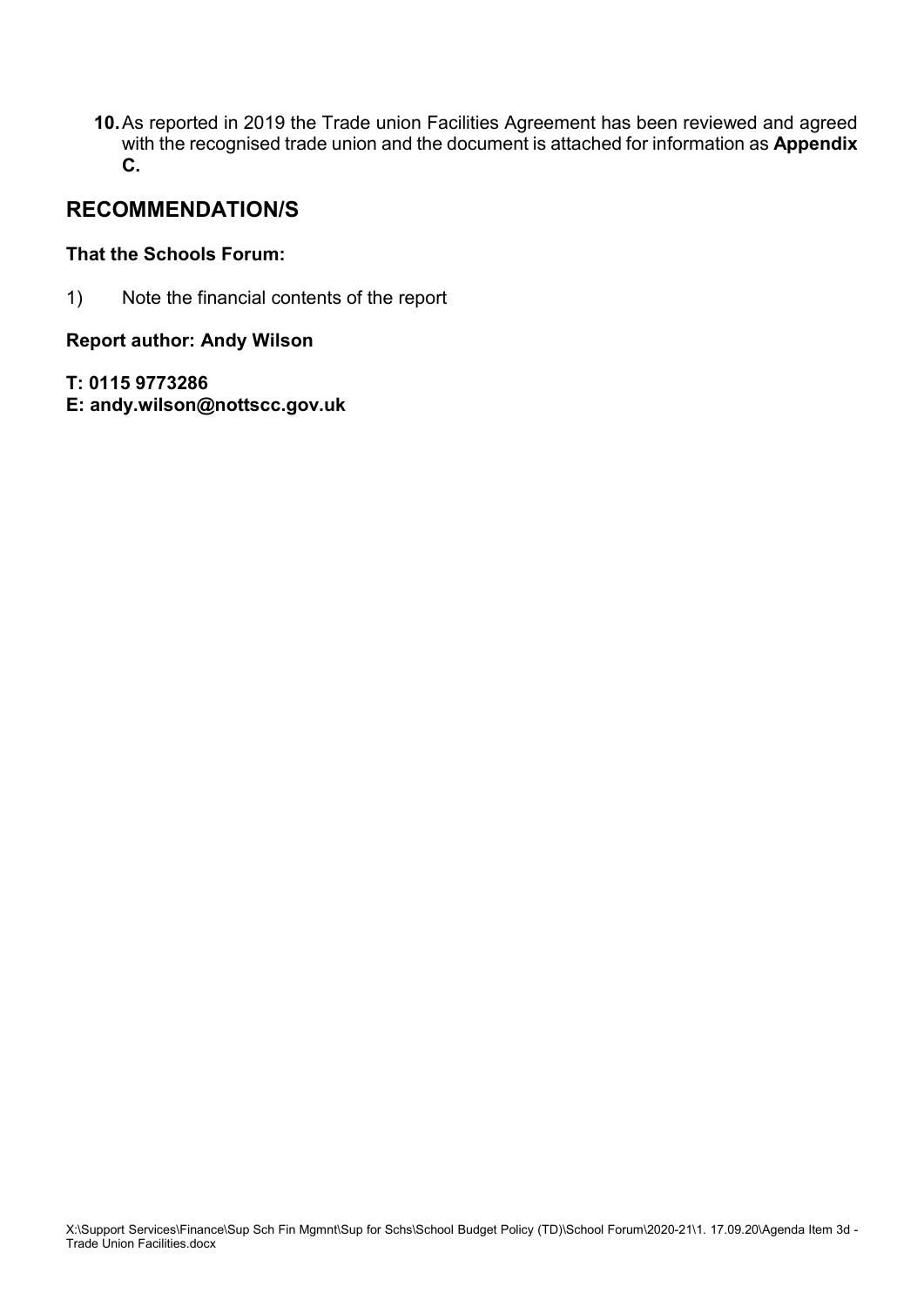**10.** As reported in 2019 the Trade union Facilities Agreement has been reviewed and agreed with the recognised trade union and the document is attached for information as **Appendix C.**

## RECOMMENDATION/S

**That the Schools Forum:**

1) Note the financial contents of the report

**Report author: Andy Wilson**

**T: 0115 9773286**
**E: andy.wilson@nottscc.gov.uk**

X:\Support Services\Finance\Sup Sch Fin Mgmnt\Sup for Schs\School Budget Policy (TD)\School Forum\2020-21\1. 17.09.20\Agenda Item 3d - Trade Union Facilities.docx